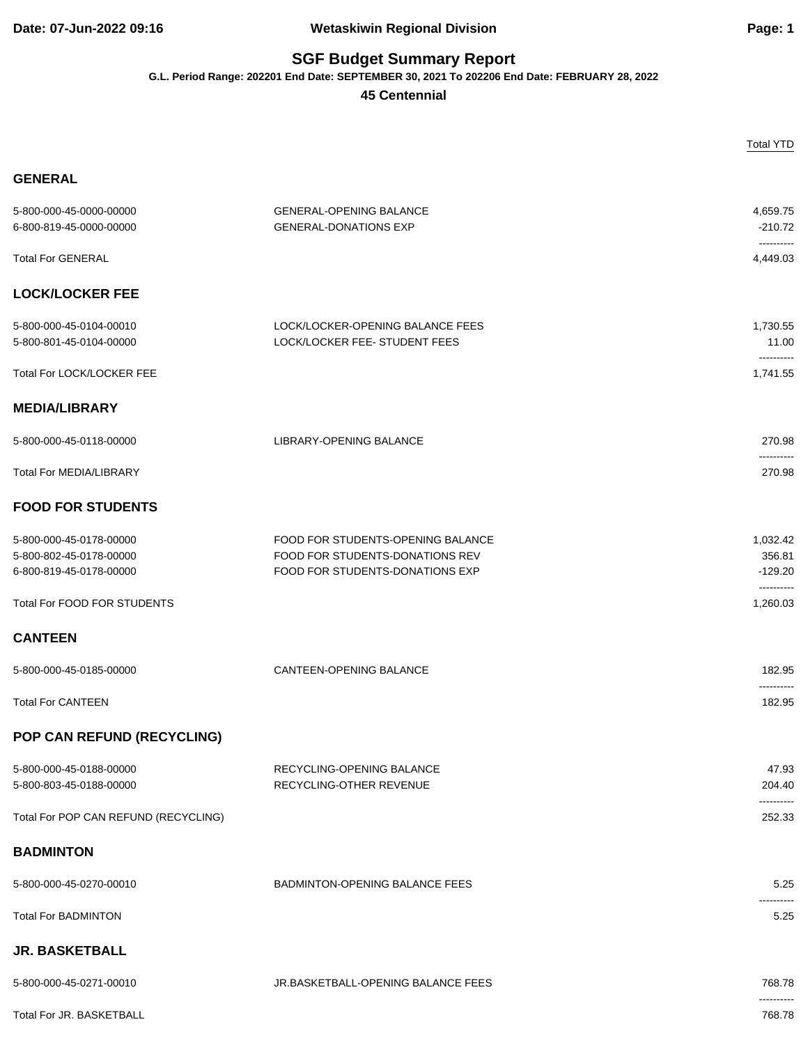Date: 07-Jun-2022 09:16 Wetaskiwin Regional Division

# SGF Budget Summary Report

**G.L. Period Range: 202201 End Date: SEPTEMBER 30, 2021 To 202206 End Date: FEBRUARY 28, 2022**

**45 Centennial**

| | | Total YTD |
|---|---|---|
| **GENERAL** | | |
| 5-800-000-45-0000-00000 | GENERAL-OPENING BALANCE | 4,659.75 |
| 6-800-819-45-0000-00000 | GENERAL-DONATIONS EXP | -210.72 |
| Total For GENERAL | | 4,449.03 |
| **LOCK/LOCKER FEE** | | |
| 5-800-000-45-0104-00010 | LOCK/LOCKER-OPENING BALANCE FEES | 1,730.55 |
| 5-800-801-45-0104-00000 | LOCK/LOCKER FEE- STUDENT FEES | 11.00 |
| Total For LOCK/LOCKER FEE | | 1,741.55 |
| **MEDIA/LIBRARY** | | |
| 5-800-000-45-0118-00000 | LIBRARY-OPENING BALANCE | 270.98 |
| Total For MEDIA/LIBRARY | | 270.98 |
| **FOOD FOR STUDENTS** | | |
| 5-800-000-45-0178-00000 | FOOD FOR STUDENTS-OPENING BALANCE | 1,032.42 |
| 5-800-802-45-0178-00000 | FOOD FOR STUDENTS-DONATIONS REV | 356.81 |
| 6-800-819-45-0178-00000 | FOOD FOR STUDENTS-DONATIONS EXP | -129.20 |
| Total For FOOD FOR STUDENTS | | 1,260.03 |
| **CANTEEN** | | |
| 5-800-000-45-0185-00000 | CANTEEN-OPENING BALANCE | 182.95 |
| Total For CANTEEN | | 182.95 |
| **POP CAN REFUND (RECYCLING)** | | |
| 5-800-000-45-0188-00000 | RECYCLING-OPENING BALANCE | 47.93 |
| 5-800-803-45-0188-00000 | RECYCLING-OTHER REVENUE | 204.40 |
| Total For POP CAN REFUND (RECYCLING) | | 252.33 |
| **BADMINTON** | | |
| 5-800-000-45-0270-00010 | BADMINTON-OPENING BALANCE FEES | 5.25 |
| Total For BADMINTON | | 5.25 |
| **JR. BASKETBALL** | | |
| 5-800-000-45-0271-00010 | JR.BASKETBALL-OPENING BALANCE FEES | 768.78 |
| Total For JR. BASKETBALL | | 768.78 |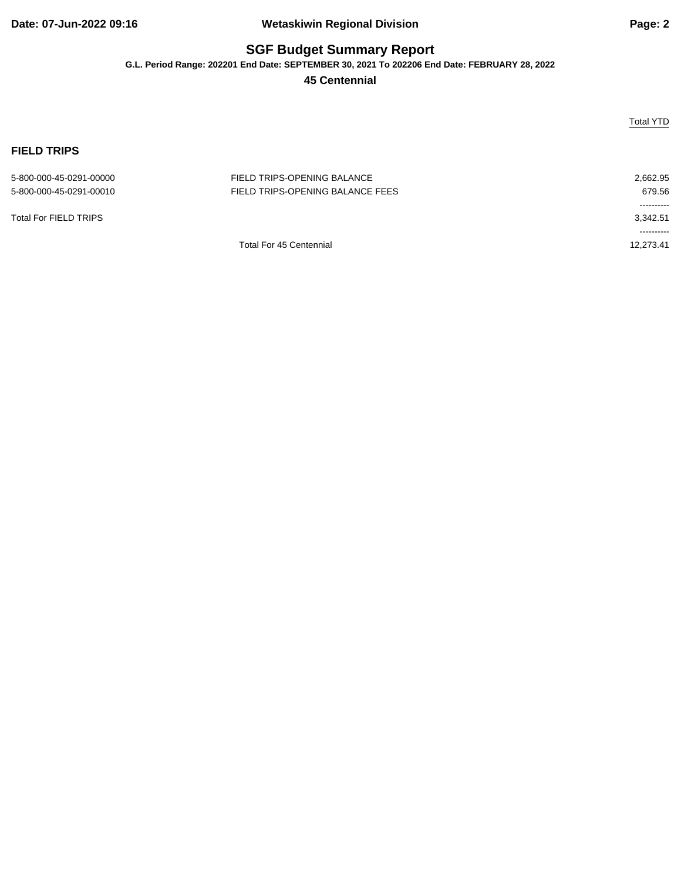## SGF Budget Summary Report

**G.L. Period Range: 202201 End Date: SEPTEMBER 30, 2021 To 202206 End Date: FEBRUARY 28, 2022**

**45 Centennial**

### FIELD TRIPS

| | | Total YTD |
|---|---|---|
| 5-800-000-45-0291-00000 | FIELD TRIPS-OPENING BALANCE | 2,662.95 |
| 5-800-000-45-0291-00010 | FIELD TRIPS-OPENING BALANCE FEES | 679.56 |
| | | ---------- |
| Total For FIELD TRIPS | | 3,342.51 |
| | | ---------- |
| | Total For 45 Centennial | 12,273.41 |